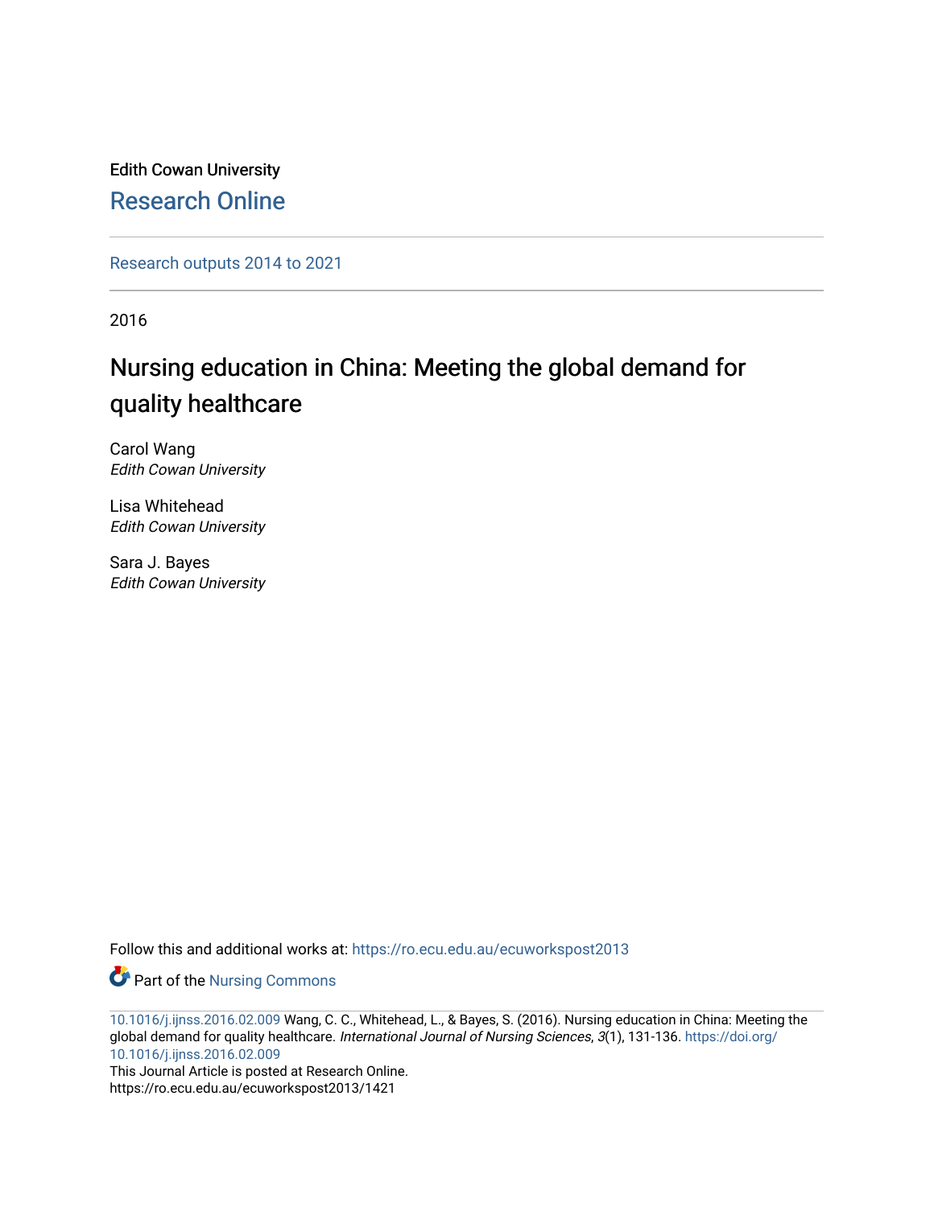Edith Cowan University

Research Online

Research outputs 2014 to 2021

2016

# Nursing education in China: Meeting the global demand for quality healthcare

Carol Wang
*Edith Cowan University*

Lisa Whitehead
*Edith Cowan University*

Sara J. Bayes
*Edith Cowan University*

Follow this and additional works at: https://ro.ecu.edu.au/ecuworkspost2013

Part of the Nursing Commons

10.1016/j.ijnss.2016.02.009 Wang, C. C., Whitehead, L., & Bayes, S. (2016). Nursing education in China: Meeting the global demand for quality healthcare. *International Journal of Nursing Sciences*, *3*(1), 131-136. https://doi.org/10.1016/j.ijnss.2016.02.009

This Journal Article is posted at Research Online.
https://ro.ecu.edu.au/ecuworkspost2013/1421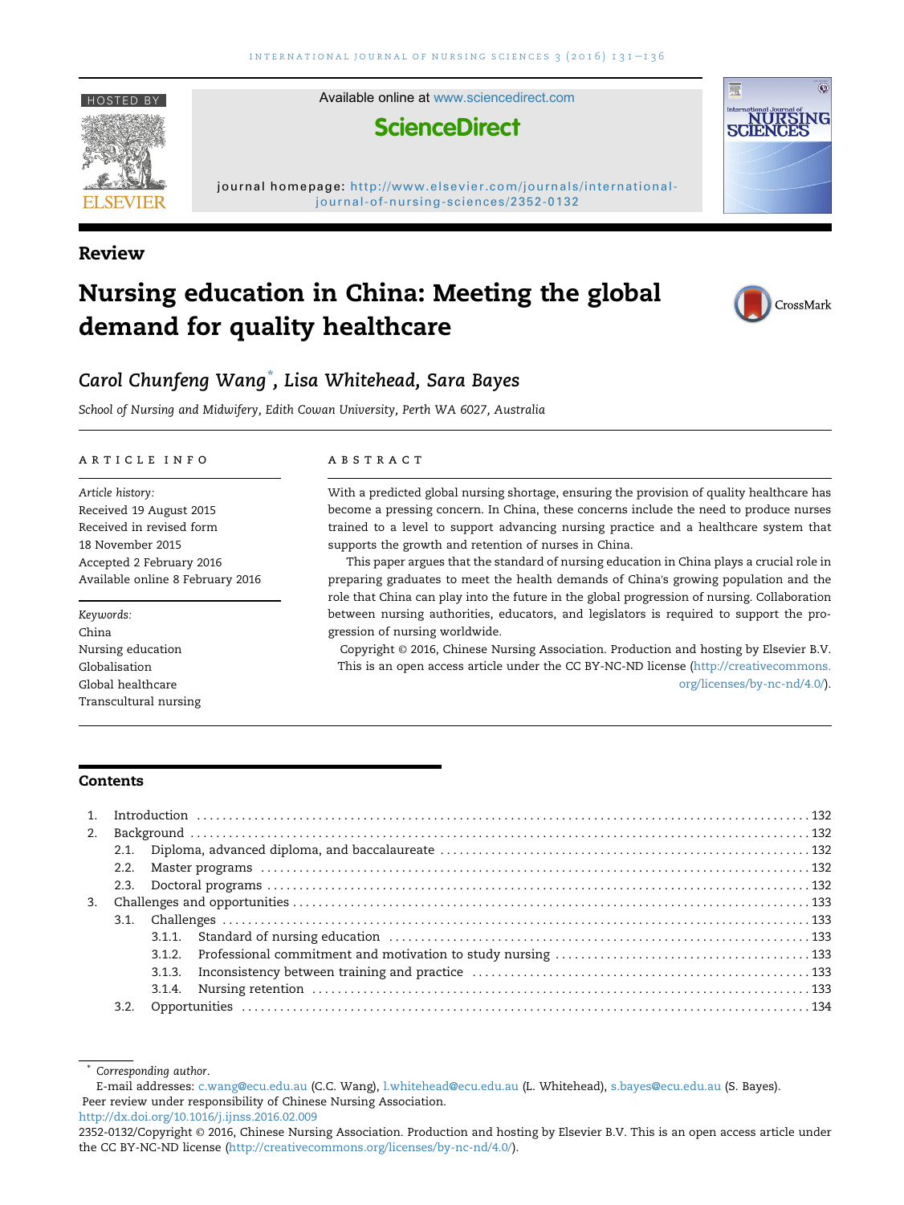Review

# Nursing education in China: Meeting the global demand for quality healthcare

*Carol Chunfeng Wang\*, Lisa Whitehead, Sara Bayes*

*School of Nursing and Midwifery, Edith Cowan University, Perth WA 6027, Australia*

## ARTICLE INFO

*Article history:*
Received 19 August 2015
Received in revised form
18 November 2015
Accepted 2 February 2016
Available online 8 February 2016

*Keywords:*
China
Nursing education
Globalisation
Global healthcare
Transcultural nursing

## ABSTRACT

With a predicted global nursing shortage, ensuring the provision of quality healthcare has become a pressing concern. In China, these concerns include the need to produce nurses trained to a level to support advancing nursing practice and a healthcare system that supports the growth and retention of nurses in China.

This paper argues that the standard of nursing education in China plays a crucial role in preparing graduates to meet the health demands of China's growing population and the role that China can play into the future in the global progression of nursing. Collaboration between nursing authorities, educators, and legislators is required to support the progression of nursing worldwide.

Copyright © 2016, Chinese Nursing Association. Production and hosting by Elsevier B.V. This is an open access article under the CC BY-NC-ND license (http://creativecommons.org/licenses/by-nc-nd/4.0/).

## Contents

1. Introduction ........ 132
2. Background ........ 132
   - 2.1. Diploma, advanced diploma, and baccalaureate ........ 132
   - 2.2. Master programs ........ 132
   - 2.3. Doctoral programs ........ 132
3. Challenges and opportunities ........ 133
   - 3.1. Challenges ........ 133
     - 3.1.1. Standard of nursing education ........ 133
     - 3.1.2. Professional commitment and motivation to study nursing ........ 133
     - 3.1.3. Inconsistency between training and practice ........ 133
     - 3.1.4. Nursing retention ........ 133
   - 3.2. Opportunities ........ 134

\* Corresponding author.
E-mail addresses: c.wang@ecu.edu.au (C.C. Wang), l.whitehead@ecu.edu.au (L. Whitehead), s.bayes@ecu.edu.au (S. Bayes).
Peer review under responsibility of Chinese Nursing Association.
http://dx.doi.org/10.1016/j.ijnss.2016.02.009
2352-0132/Copyright © 2016, Chinese Nursing Association. Production and hosting by Elsevier B.V. This is an open access article under the CC BY-NC-ND license (http://creativecommons.org/licenses/by-nc-nd/4.0/).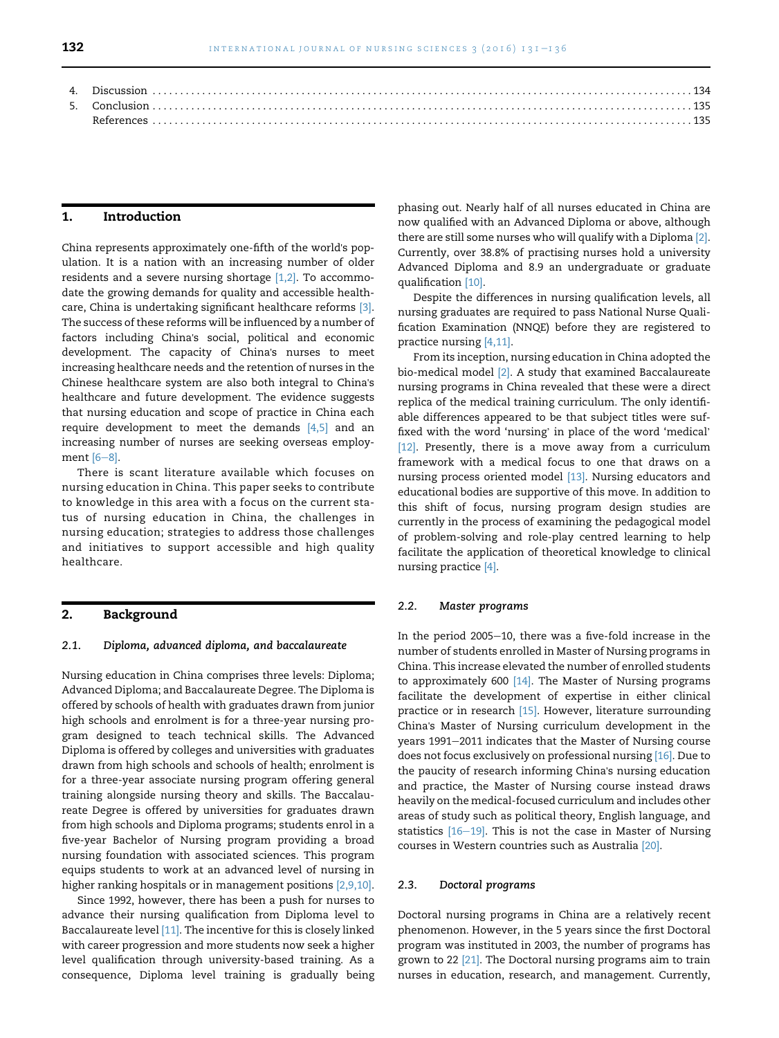4. Discussion ........................................................................................................ 134
5. Conclusion ........................................................................................................ 135
References ........................................................................................................ 135

## 1. Introduction

China represents approximately one-fifth of the world's population. It is a nation with an increasing number of older residents and a severe nursing shortage [1,2]. To accommodate the growing demands for quality and accessible healthcare, China is undertaking significant healthcare reforms [3]. The success of these reforms will be influenced by a number of factors including China's social, political and economic development. The capacity of China's nurses to meet increasing healthcare needs and the retention of nurses in the Chinese healthcare system are also both integral to China's healthcare and future development. The evidence suggests that nursing education and scope of practice in China each require development to meet the demands [4,5] and an increasing number of nurses are seeking overseas employment [6–8].

There is scant literature available which focuses on nursing education in China. This paper seeks to contribute to knowledge in this area with a focus on the current status of nursing education in China, the challenges in nursing education; strategies to address those challenges and initiatives to support accessible and high quality healthcare.

## 2. Background

### 2.1. Diploma, advanced diploma, and baccalaureate

Nursing education in China comprises three levels: Diploma; Advanced Diploma; and Baccalaureate Degree. The Diploma is offered by schools of health with graduates drawn from junior high schools and enrolment is for a three-year nursing program designed to teach technical skills. The Advanced Diploma is offered by colleges and universities with graduates drawn from high schools and schools of health; enrolment is for a three-year associate nursing program offering general training alongside nursing theory and skills. The Baccalaureate Degree is offered by universities for graduates drawn from high schools and Diploma programs; students enrol in a five-year Bachelor of Nursing program providing a broad nursing foundation with associated sciences. This program equips students to work at an advanced level of nursing in higher ranking hospitals or in management positions [2,9,10].

Since 1992, however, there has been a push for nurses to advance their nursing qualification from Diploma level to Baccalaureate level [11]. The incentive for this is closely linked with career progression and more students now seek a higher level qualification through university-based training. As a consequence, Diploma level training is gradually being phasing out. Nearly half of all nurses educated in China are now qualified with an Advanced Diploma or above, although there are still some nurses who will qualify with a Diploma [2]. Currently, over 38.8% of practising nurses hold a university Advanced Diploma and 8.9 an undergraduate or graduate qualification [10].

Despite the differences in nursing qualification levels, all nursing graduates are required to pass National Nurse Qualification Examination (NNQE) before they are registered to practice nursing [4,11].

From its inception, nursing education in China adopted the bio-medical model [2]. A study that examined Baccalaureate nursing programs in China revealed that these were a direct replica of the medical training curriculum. The only identifiable differences appeared to be that subject titles were suffixed with the word 'nursing' in place of the word 'medical' [12]. Presently, there is a move away from a curriculum framework with a medical focus to one that draws on a nursing process oriented model [13]. Nursing educators and educational bodies are supportive of this move. In addition to this shift of focus, nursing program design studies are currently in the process of examining the pedagogical model of problem-solving and role-play centred learning to help facilitate the application of theoretical knowledge to clinical nursing practice [4].

### 2.2. Master programs

In the period 2005–10, there was a five-fold increase in the number of students enrolled in Master of Nursing programs in China. This increase elevated the number of enrolled students to approximately 600 [14]. The Master of Nursing programs facilitate the development of expertise in either clinical practice or in research [15]. However, literature surrounding China's Master of Nursing curriculum development in the years 1991–2011 indicates that the Master of Nursing course does not focus exclusively on professional nursing [16]. Due to the paucity of research informing China's nursing education and practice, the Master of Nursing course instead draws heavily on the medical-focused curriculum and includes other areas of study such as political theory, English language, and statistics [16–19]. This is not the case in Master of Nursing courses in Western countries such as Australia [20].

### 2.3. Doctoral programs

Doctoral nursing programs in China are a relatively recent phenomenon. However, in the 5 years since the first Doctoral program was instituted in 2003, the number of programs has grown to 22 [21]. The Doctoral nursing programs aim to train nurses in education, research, and management. Currently,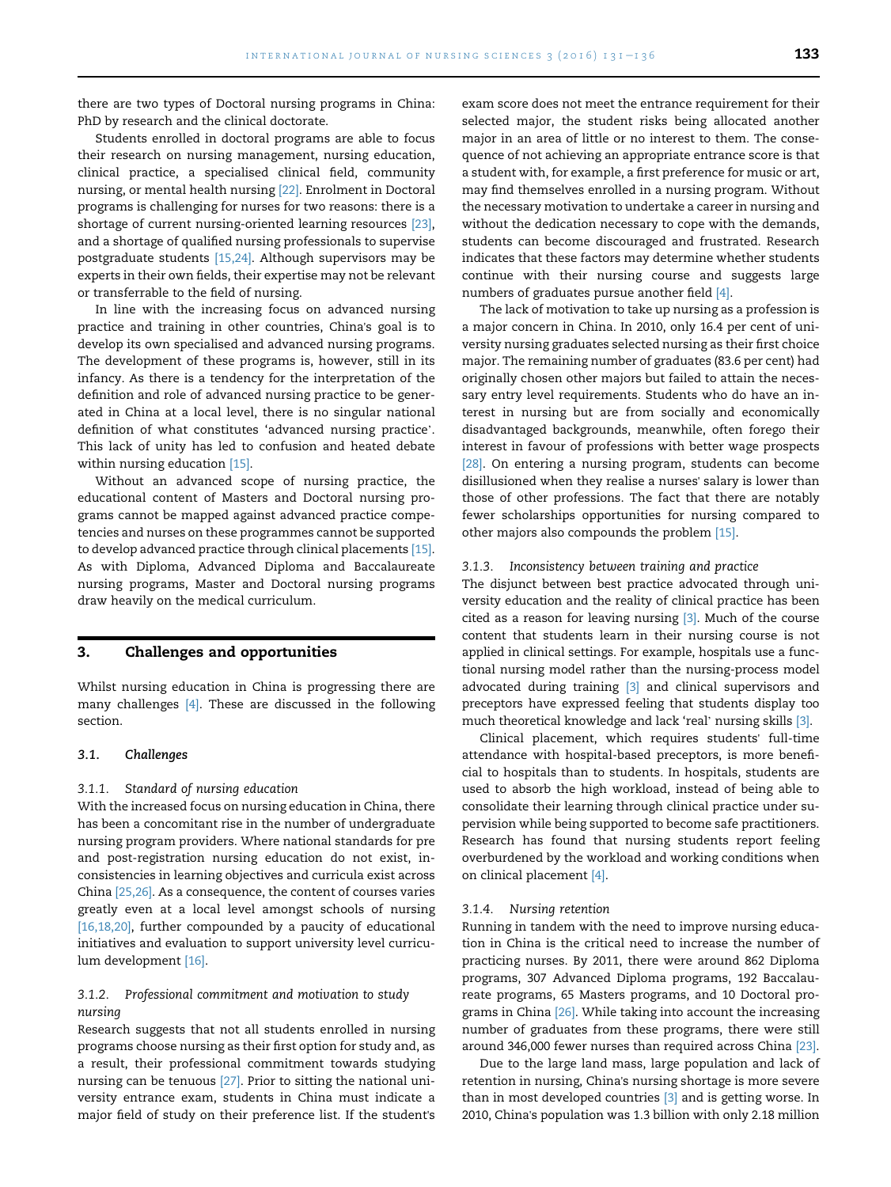there are two types of Doctoral nursing programs in China: PhD by research and the clinical doctorate.

Students enrolled in doctoral programs are able to focus their research on nursing management, nursing education, clinical practice, a specialised clinical field, community nursing, or mental health nursing [22]. Enrolment in Doctoral programs is challenging for nurses for two reasons: there is a shortage of current nursing-oriented learning resources [23], and a shortage of qualified nursing professionals to supervise postgraduate students [15,24]. Although supervisors may be experts in their own fields, their expertise may not be relevant or transferrable to the field of nursing.

In line with the increasing focus on advanced nursing practice and training in other countries, China's goal is to develop its own specialised and advanced nursing programs. The development of these programs is, however, still in its infancy. As there is a tendency for the interpretation of the definition and role of advanced nursing practice to be generated in China at a local level, there is no singular national definition of what constitutes 'advanced nursing practice'. This lack of unity has led to confusion and heated debate within nursing education [15].

Without an advanced scope of nursing practice, the educational content of Masters and Doctoral nursing programs cannot be mapped against advanced practice competencies and nurses on these programmes cannot be supported to develop advanced practice through clinical placements [15]. As with Diploma, Advanced Diploma and Baccalaureate nursing programs, Master and Doctoral nursing programs draw heavily on the medical curriculum.

## 3. Challenges and opportunities

Whilst nursing education in China is progressing there are many challenges [4]. These are discussed in the following section.

### 3.1. Challenges

#### 3.1.1. Standard of nursing education

With the increased focus on nursing education in China, there has been a concomitant rise in the number of undergraduate nursing program providers. Where national standards for pre and post-registration nursing education do not exist, inconsistencies in learning objectives and curricula exist across China [25,26]. As a consequence, the content of courses varies greatly even at a local level amongst schools of nursing [16,18,20], further compounded by a paucity of educational initiatives and evaluation to support university level curriculum development [16].

#### 3.1.2. Professional commitment and motivation to study nursing

Research suggests that not all students enrolled in nursing programs choose nursing as their first option for study and, as a result, their professional commitment towards studying nursing can be tenuous [27]. Prior to sitting the national university entrance exam, students in China must indicate a major field of study on their preference list. If the student's exam score does not meet the entrance requirement for their selected major, the student risks being allocated another major in an area of little or no interest to them. The consequence of not achieving an appropriate entrance score is that a student with, for example, a first preference for music or art, may find themselves enrolled in a nursing program. Without the necessary motivation to undertake a career in nursing and without the dedication necessary to cope with the demands, students can become discouraged and frustrated. Research indicates that these factors may determine whether students continue with their nursing course and suggests large numbers of graduates pursue another field [4].

The lack of motivation to take up nursing as a profession is a major concern in China. In 2010, only 16.4 per cent of university nursing graduates selected nursing as their first choice major. The remaining number of graduates (83.6 per cent) had originally chosen other majors but failed to attain the necessary entry level requirements. Students who do have an interest in nursing but are from socially and economically disadvantaged backgrounds, meanwhile, often forego their interest in favour of professions with better wage prospects [28]. On entering a nursing program, students can become disillusioned when they realise a nurses' salary is lower than those of other professions. The fact that there are notably fewer scholarships opportunities for nursing compared to other majors also compounds the problem [15].

#### 3.1.3. Inconsistency between training and practice

The disjunct between best practice advocated through university education and the reality of clinical practice has been cited as a reason for leaving nursing [3]. Much of the course content that students learn in their nursing course is not applied in clinical settings. For example, hospitals use a functional nursing model rather than the nursing-process model advocated during training [3] and clinical supervisors and preceptors have expressed feeling that students display too much theoretical knowledge and lack 'real' nursing skills [3].

Clinical placement, which requires students' full-time attendance with hospital-based preceptors, is more beneficial to hospitals than to students. In hospitals, students are used to absorb the high workload, instead of being able to consolidate their learning through clinical practice under supervision while being supported to become safe practitioners. Research has found that nursing students report feeling overburdened by the workload and working conditions when on clinical placement [4].

#### 3.1.4. Nursing retention

Running in tandem with the need to improve nursing education in China is the critical need to increase the number of practicing nurses. By 2011, there were around 862 Diploma programs, 307 Advanced Diploma programs, 192 Baccalaureate programs, 65 Masters programs, and 10 Doctoral programs in China [26]. While taking into account the increasing number of graduates from these programs, there were still around 346,000 fewer nurses than required across China [23].

Due to the large land mass, large population and lack of retention in nursing, China's nursing shortage is more severe than in most developed countries [3] and is getting worse. In 2010, China's population was 1.3 billion with only 2.18 million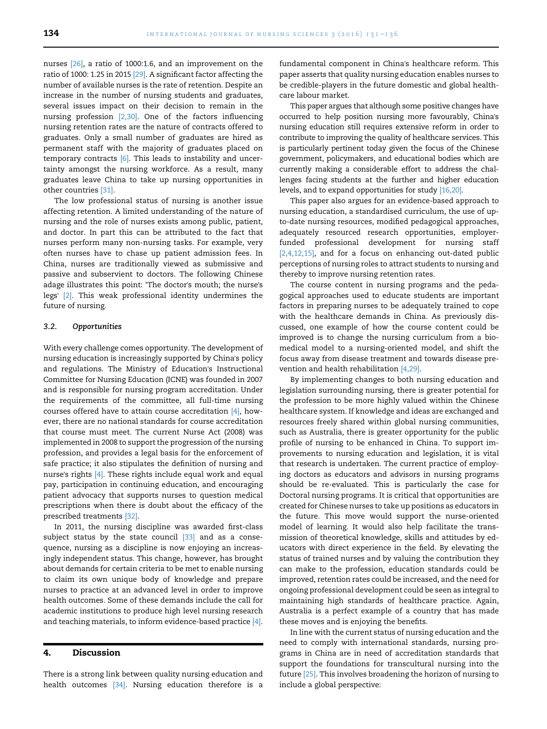nurses [26], a ratio of 1000:1.6, and an improvement on the ratio of 1000: 1.25 in 2015 [29]. A significant factor affecting the number of available nurses is the rate of retention. Despite an increase in the number of nursing students and graduates, several issues impact on their decision to remain in the nursing profession [2,30]. One of the factors influencing nursing retention rates are the nature of contracts offered to graduates. Only a small number of graduates are hired as permanent staff with the majority of graduates placed on temporary contracts [6]. This leads to instability and uncertainty amongst the nursing workforce. As a result, many graduates leave China to take up nursing opportunities in other countries [31].

The low professional status of nursing is another issue affecting retention. A limited understanding of the nature of nursing and the role of nurses exists among public, patient, and doctor. In part this can be attributed to the fact that nurses perform many non-nursing tasks. For example, very often nurses have to chase up patient admission fees. In China, nurses are traditionally viewed as submissive and passive and subservient to doctors. The following Chinese adage illustrates this point: 'The doctor's mouth; the nurse's legs' [2]. This weak professional identity undermines the future of nursing.

### 3.2. Opportunities

With every challenge comes opportunity. The development of nursing education is increasingly supported by China's policy and regulations. The Ministry of Education's Instructional Committee for Nursing Education (ICNE) was founded in 2007 and is responsible for nursing program accreditation. Under the requirements of the committee, all full-time nursing courses offered have to attain course accreditation [4], however, there are no national standards for course accreditation that course must meet. The current Nurse Act (2008) was implemented in 2008 to support the progression of the nursing profession, and provides a legal basis for the enforcement of safe practice; it also stipulates the definition of nursing and nurse's rights [4]. These rights include equal work and equal pay, participation in continuing education, and encouraging patient advocacy that supports nurses to question medical prescriptions when there is doubt about the efficacy of the prescribed treatments [32].

In 2011, the nursing discipline was awarded first-class subject status by the state council [33] and as a consequence, nursing as a discipline is now enjoying an increasingly independent status. This change, however, has brought about demands for certain criteria to be met to enable nursing to claim its own unique body of knowledge and prepare nurses to practice at an advanced level in order to improve health outcomes. Some of these demands include the call for academic institutions to produce high level nursing research and teaching materials, to inform evidence-based practice [4].

## 4. Discussion

There is a strong link between quality nursing education and health outcomes [34]. Nursing education therefore is a fundamental component in China's healthcare reform. This paper asserts that quality nursing education enables nurses to be credible-players in the future domestic and global healthcare labour market.

This paper argues that although some positive changes have occurred to help position nursing more favourably, China's nursing education still requires extensive reform in order to contribute to improving the quality of healthcare services. This is particularly pertinent today given the focus of the Chinese government, policymakers, and educational bodies which are currently making a considerable effort to address the challenges facing students at the further and higher education levels, and to expand opportunities for study [16,20].

This paper also argues for an evidence-based approach to nursing education, a standardised curriculum, the use of up-to-date nursing resources, modified pedagogical approaches, adequately resourced research opportunities, employer-funded professional development for nursing staff [2,4,12,15], and for a focus on enhancing out-dated public perceptions of nursing roles to attract students to nursing and thereby to improve nursing retention rates.

The course content in nursing programs and the pedagogical approaches used to educate students are important factors in preparing nurses to be adequately trained to cope with the healthcare demands in China. As previously discussed, one example of how the course content could be improved is to change the nursing curriculum from a biomedical model to a nursing-oriented model, and shift the focus away from disease treatment and towards disease prevention and health rehabilitation [4,29].

By implementing changes to both nursing education and legislation surrounding nursing, there is greater potential for the profession to be more highly valued within the Chinese healthcare system. If knowledge and ideas are exchanged and resources freely shared within global nursing communities, such as Australia, there is greater opportunity for the public profile of nursing to be enhanced in China. To support improvements to nursing education and legislation, it is vital that research is undertaken. The current practice of employing doctors as educators and advisors in nursing programs should be re-evaluated. This is particularly the case for Doctoral nursing programs. It is critical that opportunities are created for Chinese nurses to take up positions as educators in the future. This move would support the nurse-oriented model of learning. It would also help facilitate the transmission of theoretical knowledge, skills and attitudes by educators with direct experience in the field. By elevating the status of trained nurses and by valuing the contribution they can make to the profession, education standards could be improved, retention rates could be increased, and the need for ongoing professional development could be seen as integral to maintaining high standards of healthcare practice. Again, Australia is a perfect example of a country that has made these moves and is enjoying the benefits.

In line with the current status of nursing education and the need to comply with international standards, nursing programs in China are in need of accreditation standards that support the foundations for transcultural nursing into the future [25]. This involves broadening the horizon of nursing to include a global perspective: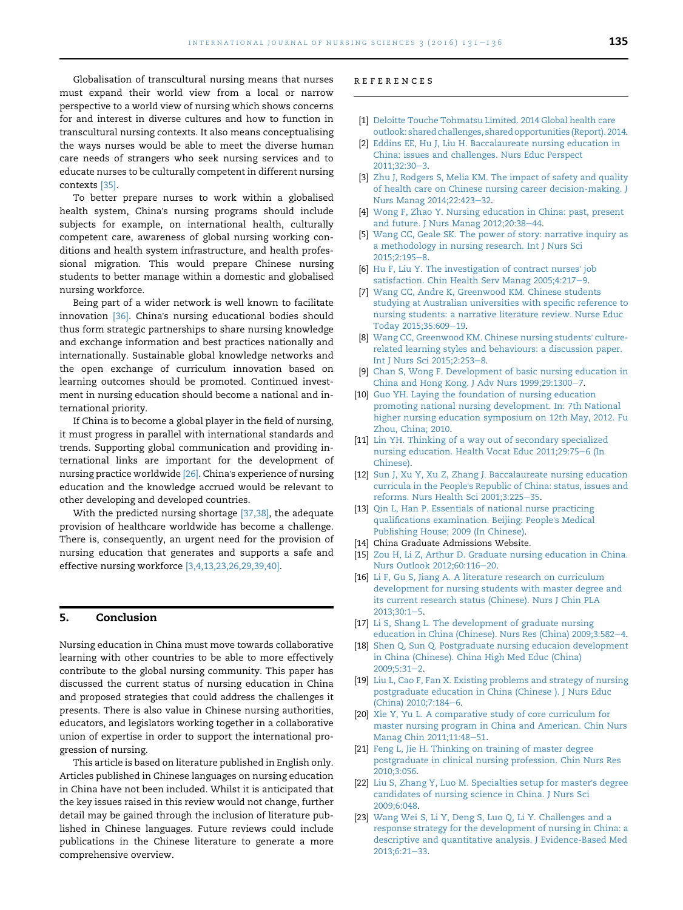Globalisation of transcultural nursing means that nurses must expand their world view from a local or narrow perspective to a world view of nursing which shows concerns for and interest in diverse cultures and how to function in transcultural nursing contexts. It also means conceptualising the ways nurses would be able to meet the diverse human care needs of strangers who seek nursing services and to educate nurses to be culturally competent in different nursing contexts [35].

To better prepare nurses to work within a globalised health system, China's nursing programs should include subjects for example, on international health, culturally competent care, awareness of global nursing working conditions and health system infrastructure, and health professional migration. This would prepare Chinese nursing students to better manage within a domestic and globalised nursing workforce.

Being part of a wider network is well known to facilitate innovation [36]. China's nursing educational bodies should thus form strategic partnerships to share nursing knowledge and exchange information and best practices nationally and internationally. Sustainable global knowledge networks and the open exchange of curriculum innovation based on learning outcomes should be promoted. Continued investment in nursing education should become a national and international priority.

If China is to become a global player in the field of nursing, it must progress in parallel with international standards and trends. Supporting global communication and providing international links are important for the development of nursing practice worldwide [26]. China's experience of nursing education and the knowledge accrued would be relevant to other developing and developed countries.

With the predicted nursing shortage [37,38], the adequate provision of healthcare worldwide has become a challenge. There is, consequently, an urgent need for the provision of nursing education that generates and supports a safe and effective nursing workforce [3,4,13,23,26,29,39,40].

## 5. Conclusion

Nursing education in China must move towards collaborative learning with other countries to be able to more effectively contribute to the global nursing community. This paper has discussed the current status of nursing education in China and proposed strategies that could address the challenges it presents. There is also value in Chinese nursing authorities, educators, and legislators working together in a collaborative union of expertise in order to support the international progression of nursing.

This article is based on literature published in English only. Articles published in Chinese languages on nursing education in China have not been included. Whilst it is anticipated that the key issues raised in this review would not change, further detail may be gained through the inclusion of literature published in Chinese languages. Future reviews could include publications in the Chinese literature to generate a more comprehensive overview.

## REFERENCES

[1] Deloitte Touche Tohmatsu Limited. 2014 Global health care outlook: shared challenges, shared opportunities (Report). 2014.

[2] Eddins EE, Hu J, Liu H. Baccalaureate nursing education in China: issues and challenges. Nurs Educ Perspect 2011;32:30–3.

[3] Zhu J, Rodgers S, Melia KM. The impact of safety and quality of health care on Chinese nursing career decision-making. J Nurs Manag 2014;22:423–32.

[4] Wong F, Zhao Y. Nursing education in China: past, present and future. J Nurs Manag 2012;20:38–44.

[5] Wang CC, Geale SK. The power of story: narrative inquiry as a methodology in nursing research. Int J Nurs Sci 2015;2:195–8.

[6] Hu F, Liu Y. The investigation of contract nurses' job satisfaction. Chin Health Serv Manag 2005;4:217–9.

[7] Wang CC, Andre K, Greenwood KM. Chinese students studying at Australian universities with specific reference to nursing students: a narrative literature review. Nurse Educ Today 2015;35:609–19.

[8] Wang CC, Greenwood KM. Chinese nursing students' culture-related learning styles and behaviours: a discussion paper. Int J Nurs Sci 2015;2:253–8.

[9] Chan S, Wong F. Development of basic nursing education in China and Hong Kong. J Adv Nurs 1999;29:1300–7.

[10] Guo YH. Laying the foundation of nursing education promoting national nursing development. In: 7th National higher nursing education symposium on 12th May, 2012. Fu Zhou, China; 2010.

[11] Lin YH. Thinking of a way out of secondary specialized nursing education. Health Vocat Educ 2011;29:75–6 (In Chinese).

[12] Sun J, Xu Y, Xu Z, Zhang J. Baccalaureate nursing education curricula in the People's Republic of China: status, issues and reforms. Nurs Health Sci 2001;3:225–35.

[13] Qin L, Han P. Essentials of national nurse practicing qualifications examination. Beijing: People's Medical Publishing House; 2009 (In Chinese).

[14] China Graduate Admissions Website.

[15] Zou H, Li Z, Arthur D. Graduate nursing education in China. Nurs Outlook 2012;60:116–20.

[16] Li F, Gu S, Jiang A. A literature research on curriculum development for nursing students with master degree and its current research status (Chinese). Nurs J Chin PLA 2013;30:1–5.

[17] Li S, Shang L. The development of graduate nursing education in China (Chinese). Nurs Res (China) 2009;3:582–4.

[18] Shen Q, Sun Q. Postgraduate nursing educaion development in China (Chinese). China High Med Educ (China) 2009;5:31–2.

[19] Liu L, Cao F, Fan X. Existing problems and strategy of nursing postgraduate education in China (Chinese ). J Nurs Educ (China) 2010;7:184–6.

[20] Xie Y, Yu L. A comparative study of core curriculum for master nursing program in China and American. Chin Nurs Manag Chin 2011;11:48–51.

[21] Feng L, Jie H. Thinking on training of master degree postgraduate in clinical nursing profession. Chin Nurs Res 2010;3:056.

[22] Liu S, Zhang Y, Luo M. Specialties setup for master's degree candidates of nursing science in China. J Nurs Sci 2009;6:048.

[23] Wang Wei S, Li Y, Deng S, Luo Q, Li Y. Challenges and a response strategy for the development of nursing in China: a descriptive and quantitative analysis. J Evidence-Based Med 2013;6:21–33.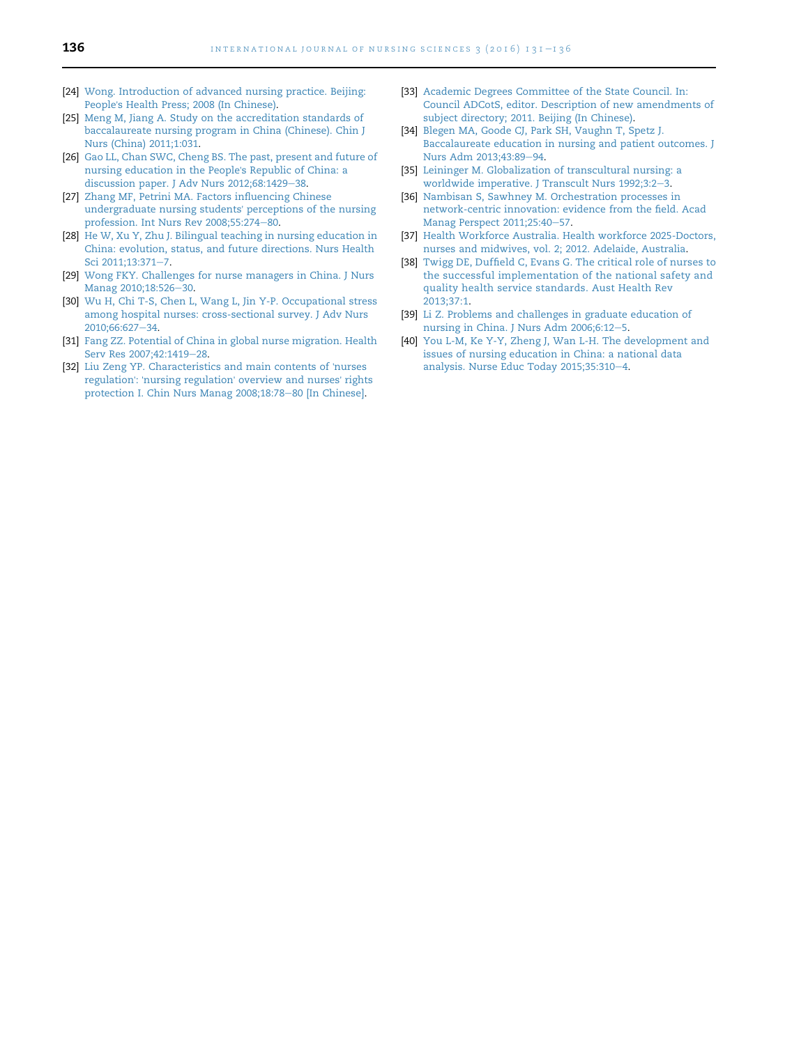[24] Wong. Introduction of advanced nursing practice. Beijing: People's Health Press; 2008 (In Chinese).

[25] Meng M, Jiang A. Study on the accreditation standards of baccalaureate nursing program in China (Chinese). Chin J Nurs (China) 2011;1:031.

[26] Gao LL, Chan SWC, Cheng BS. The past, present and future of nursing education in the People's Republic of China: a discussion paper. J Adv Nurs 2012;68:1429–38.

[27] Zhang MF, Petrini MA. Factors influencing Chinese undergraduate nursing students' perceptions of the nursing profession. Int Nurs Rev 2008;55:274–80.

[28] He W, Xu Y, Zhu J. Bilingual teaching in nursing education in China: evolution, status, and future directions. Nurs Health Sci 2011;13:371–7.

[29] Wong FKY. Challenges for nurse managers in China. J Nurs Manag 2010;18:526–30.

[30] Wu H, Chi T-S, Chen L, Wang L, Jin Y-P. Occupational stress among hospital nurses: cross-sectional survey. J Adv Nurs 2010;66:627–34.

[31] Fang ZZ. Potential of China in global nurse migration. Health Serv Res 2007;42:1419–28.

[32] Liu Zeng YP. Characteristics and main contents of 'nurses regulation': 'nursing regulation' overview and nurses' rights protection I. Chin Nurs Manag 2008;18:78–80 [In Chinese].

[33] Academic Degrees Committee of the State Council. In: Council ADCotS, editor. Description of new amendments of subject directory; 2011. Beijing (In Chinese).

[34] Blegen MA, Goode CJ, Park SH, Vaughn T, Spetz J. Baccalaureate education in nursing and patient outcomes. J Nurs Adm 2013;43:89–94.

[35] Leininger M. Globalization of transcultural nursing: a worldwide imperative. J Transcult Nurs 1992;3:2–3.

[36] Nambisan S, Sawhney M. Orchestration processes in network-centric innovation: evidence from the field. Acad Manag Perspect 2011;25:40–57.

[37] Health Workforce Australia. Health workforce 2025-Doctors, nurses and midwives, vol. 2; 2012. Adelaide, Australia.

[38] Twigg DE, Duffield C, Evans G. The critical role of nurses to the successful implementation of the national safety and quality health service standards. Aust Health Rev 2013;37:1.

[39] Li Z. Problems and challenges in graduate education of nursing in China. J Nurs Adm 2006;6:12–5.

[40] You L-M, Ke Y-Y, Zheng J, Wan L-H. The development and issues of nursing education in China: a national data analysis. Nurse Educ Today 2015;35:310–4.